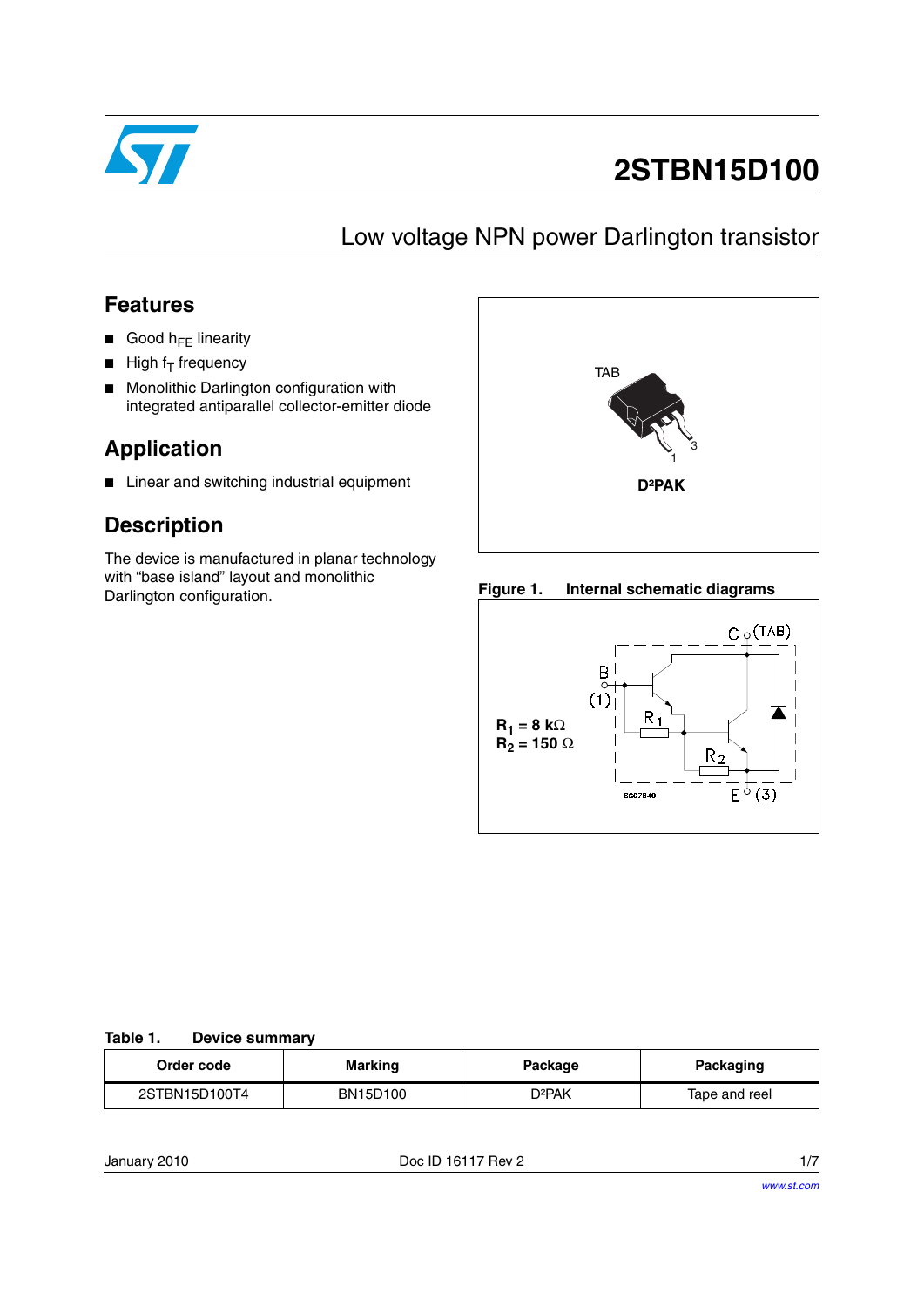# 2STBN15D100

## Low voltage NPN power Darlington transistor

## Features

- Good $h_{FE}$ linearity
- High $f_T$ frequency
- Monolithic Darlington configuration with integrated antiparallel collector-emitter diode

## Application

- Linear and switching industrial equipment

## Description

The device is manufactured in planar technology with "base island" layout and monolithic Darlington configuration.

TAB

D²PAK

**Figure 1. Internal schematic diagrams**

$R_1 = 8\ k\Omega$
$R_2 = 150\ \Omega$

**Table 1. Device summary**

| Order code | Marking | Package | Packaging |
|---|---|---|---|
| 2STBN15D100T4 | BN15D100 | D²PAK | Tape and reel |

January 2010 Doc ID 16117 Rev 2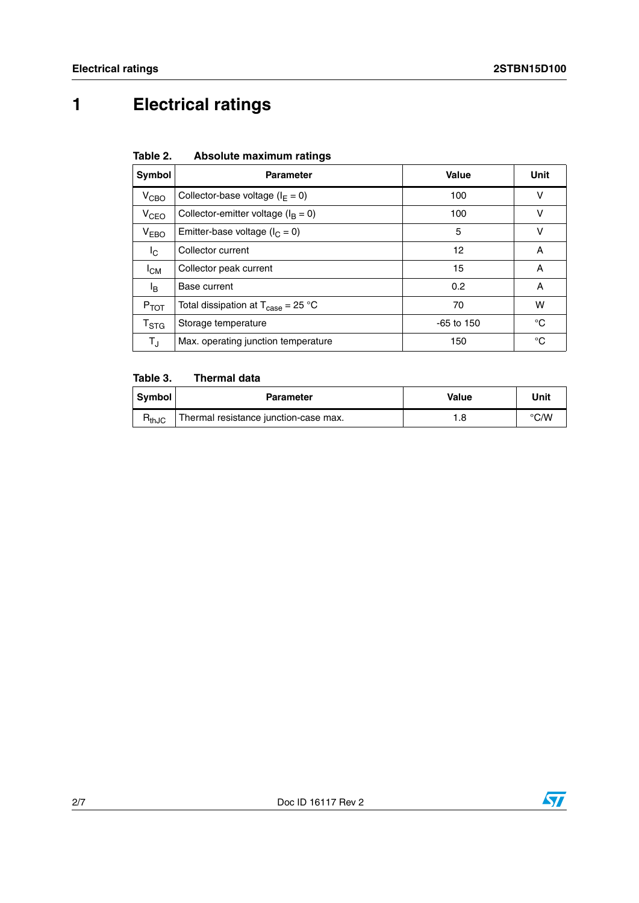# 1 Electrical ratings

**Table 2. Absolute maximum ratings**

| Symbol | Parameter | Value | Unit |
|---|---|---|---|
| $V_{CBO}$ | Collector-base voltage ($I_E = 0$) | 100 | V |
| $V_{CEO}$ | Collector-emitter voltage ($I_B = 0$) | 100 | V |
| $V_{EBO}$ | Emitter-base voltage ($I_C = 0$) | 5 | V |
| $I_C$ | Collector current | 12 | A |
| $I_{CM}$ | Collector peak current | 15 | A |
| $I_B$ | Base current | 0.2 | A |
| $P_{TOT}$ | Total dissipation at $T_{case}$ = 25 °C | 70 | W |
| $T_{STG}$ | Storage temperature | -65 to 150 | °C |
| $T_J$ | Max. operating junction temperature | 150 | °C |

**Table 3. Thermal data**

| Symbol | Parameter | Value | Unit |
|---|---|---|---|
| $R_{thJC}$ | Thermal resistance junction-case max. | 1.8 | °C/W |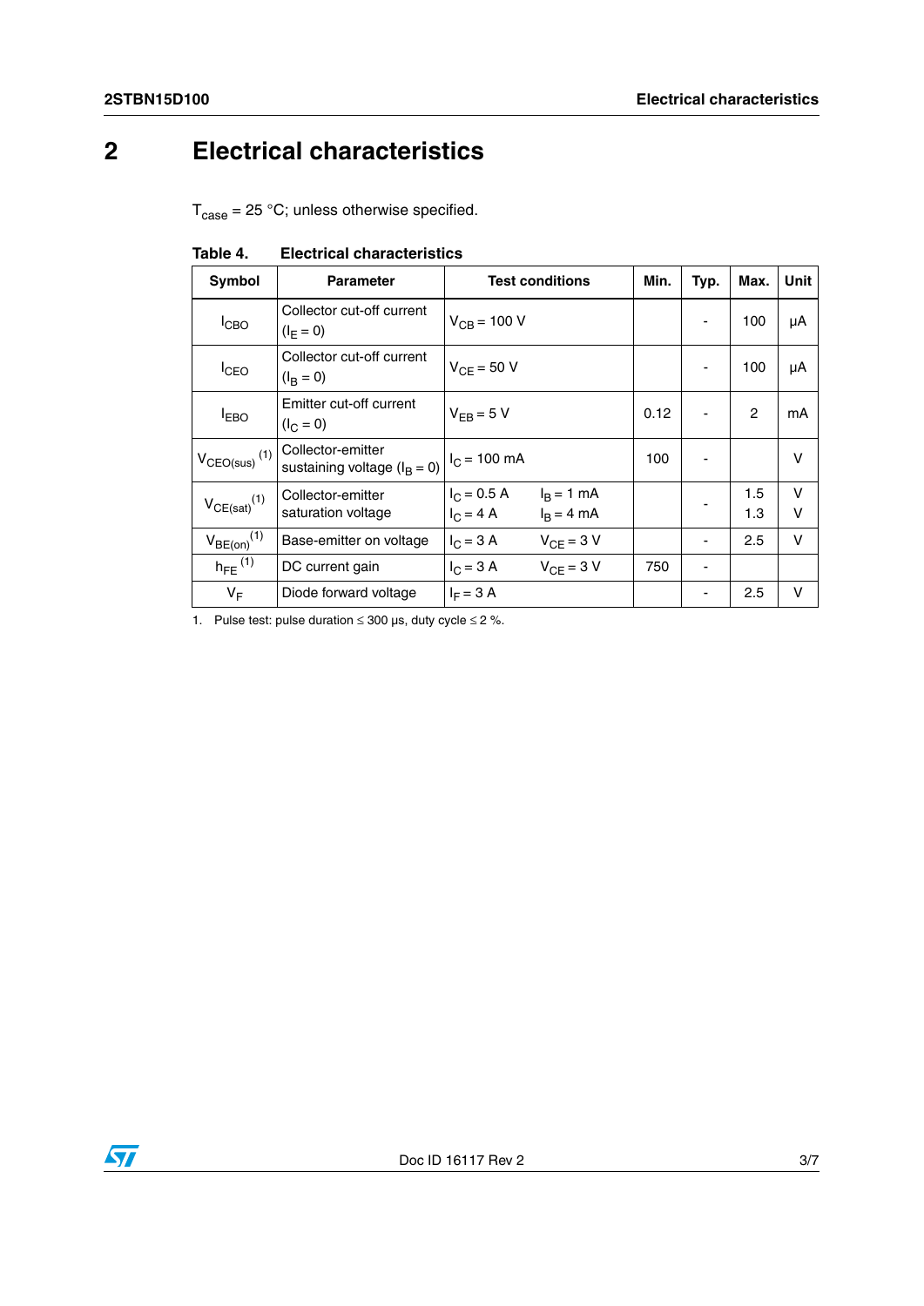# 2 Electrical characteristics

$T_{case}$ = 25 °C; unless otherwise specified.

**Table 4. Electrical characteristics**

| Symbol | Parameter | Test conditions | Min. | Typ. | Max. | Unit |
|---|---|---|---|---|---|---|
| $I_{CBO}$ | Collector cut-off current ($I_E = 0$) | $V_{CB}$ = 100 V | | - | 100 | µA |
| $I_{CEO}$ | Collector cut-off current ($I_B = 0$) | $V_{CE}$ = 50 V | | - | 100 | µA |
| $I_{EBO}$ | Emitter cut-off current ($I_C = 0$) | $V_{EB}$ = 5 V | 0.12 | - | 2 | mA |
| $V_{CEO(sus)}$ [(1)] | Collector-emitter sustaining voltage ($I_B = 0$) | $I_C$ = 100 mA | 100 | - | | V |
| $V_{CE(sat)}$ [(1)] | Collector-emitter saturation voltage | $I_C$ = 0.5 A $I_B$ = 1 mA<br>$I_C$ = 4 A $I_B$ = 4 mA | | - | 1.5<br>1.3 | V<br>V |
| $V_{BE(on)}$ [(1)] | Base-emitter on voltage | $I_C$ = 3 A $V_{CE}$ = 3 V | | - | 2.5 | V |
| $h_{FE}$ [(1)] | DC current gain | $I_C$ = 3 A $V_{CE}$ = 3 V | 750 | - | | |
| $V_F$ | Diode forward voltage | $I_F$ = 3 A | | - | 2.5 | V |

1. Pulse test: pulse duration ≤ 300 µs, duty cycle ≤ 2 %.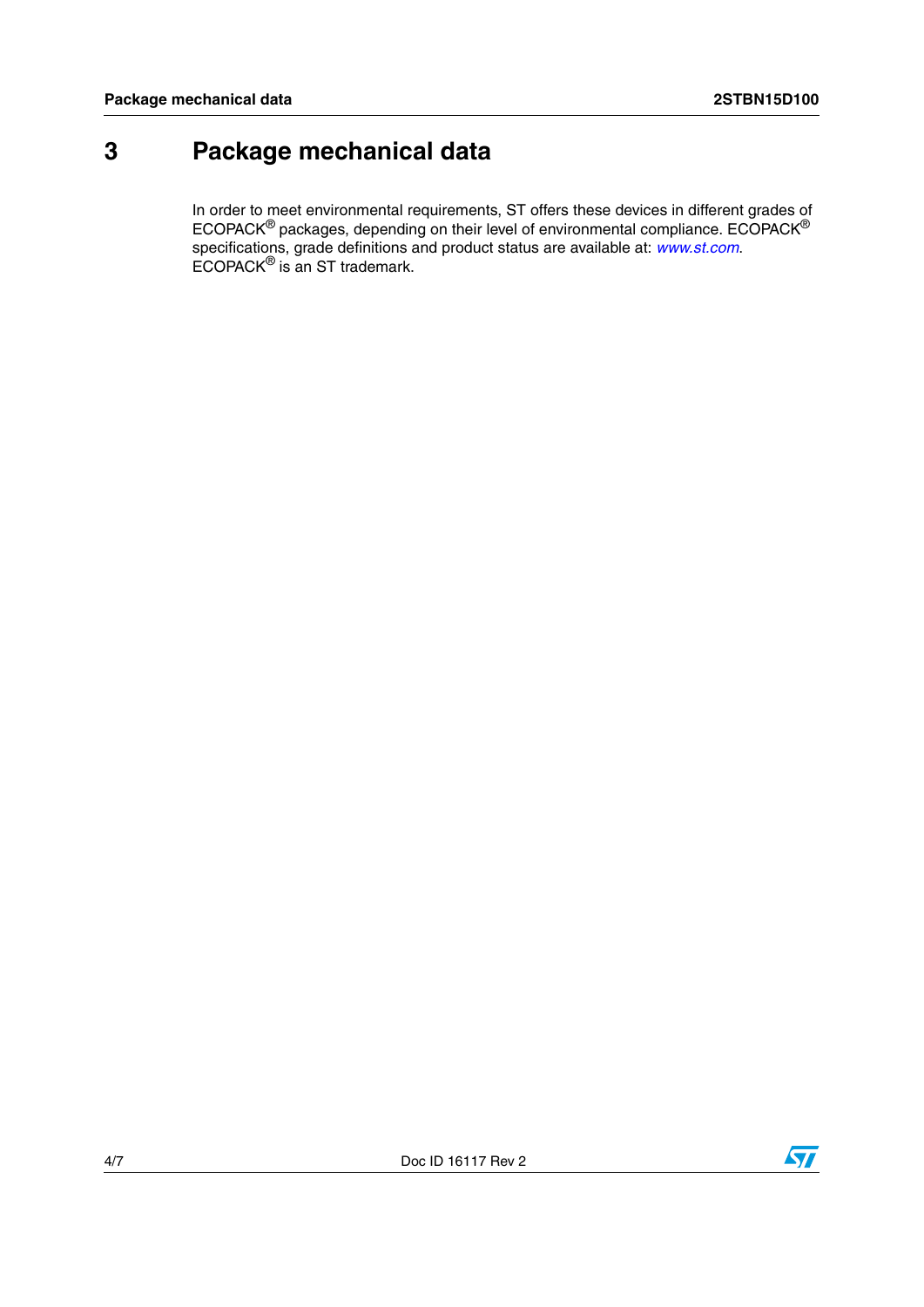# 3 Package mechanical data

In order to meet environmental requirements, ST offers these devices in different grades of ECOPACK® packages, depending on their level of environmental compliance. ECOPACK® specifications, grade definitions and product status are available at: *www.st.com*. ECOPACK® is an ST trademark.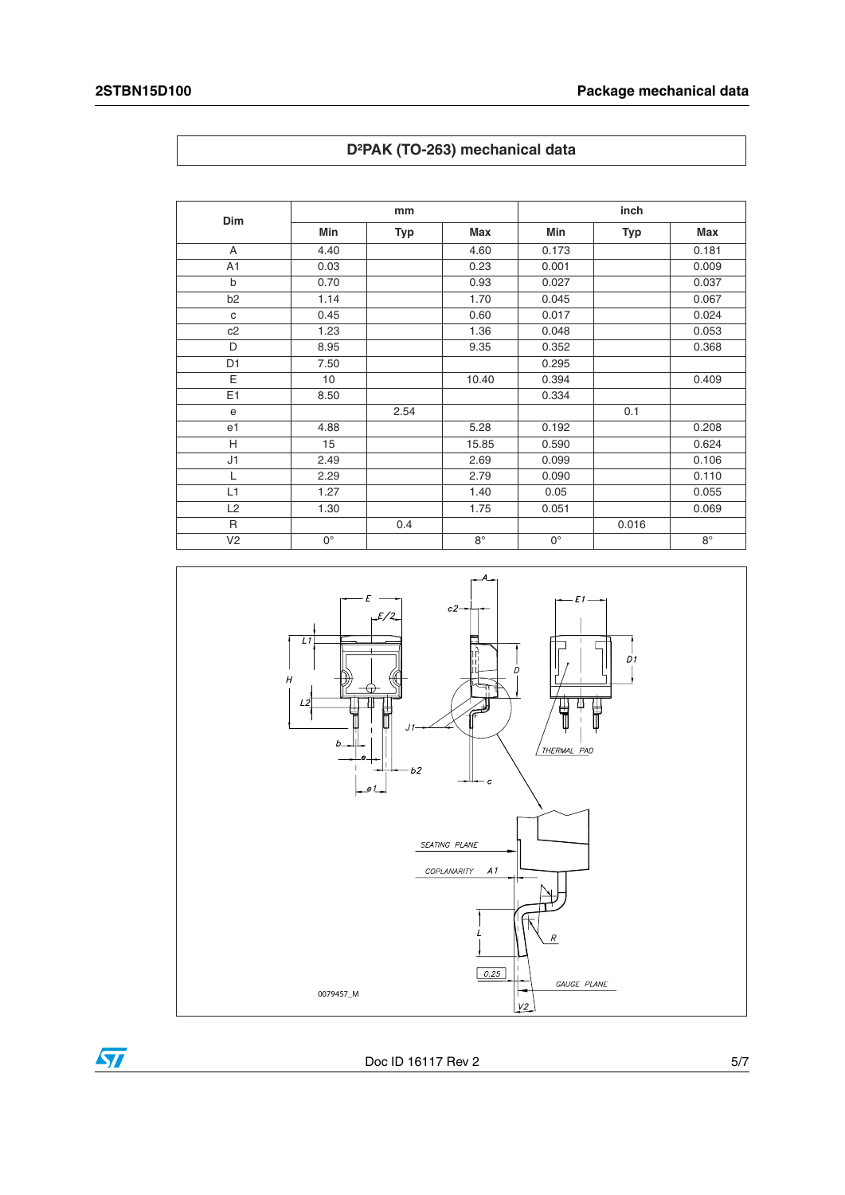## D²PAK (TO-263) mechanical data

| Dim | mm | | | inch | | |
|---|---|---|---|---|---|---|
| | Min | Typ | Max | Min | Typ | Max |
| A | 4.40 | | 4.60 | 0.173 | | 0.181 |
| A1 | 0.03 | | 0.23 | 0.001 | | 0.009 |
| b | 0.70 | | 0.93 | 0.027 | | 0.037 |
| b2 | 1.14 | | 1.70 | 0.045 | | 0.067 |
| c | 0.45 | | 0.60 | 0.017 | | 0.024 |
| c2 | 1.23 | | 1.36 | 0.048 | | 0.053 |
| D | 8.95 | | 9.35 | 0.352 | | 0.368 |
| D1 | 7.50 | | | 0.295 | | |
| E | 10 | | 10.40 | 0.394 | | 0.409 |
| E1 | 8.50 | | | 0.334 | | |
| e | | 2.54 | | | 0.1 | |
| e1 | 4.88 | | 5.28 | 0.192 | | 0.208 |
| H | 15 | | 15.85 | 0.590 | | 0.624 |
| J1 | 2.49 | | 2.69 | 0.099 | | 0.106 |
| L | 2.29 | | 2.79 | 0.090 | | 0.110 |
| L1 | 1.27 | | 1.40 | 0.05 | | 0.055 |
| L2 | 1.30 | | 1.75 | 0.051 | | 0.069 |
| R | | 0.4 | | | 0.016 | |
| V2 | 0° | | 8° | 0° | | 8° |

0079457_M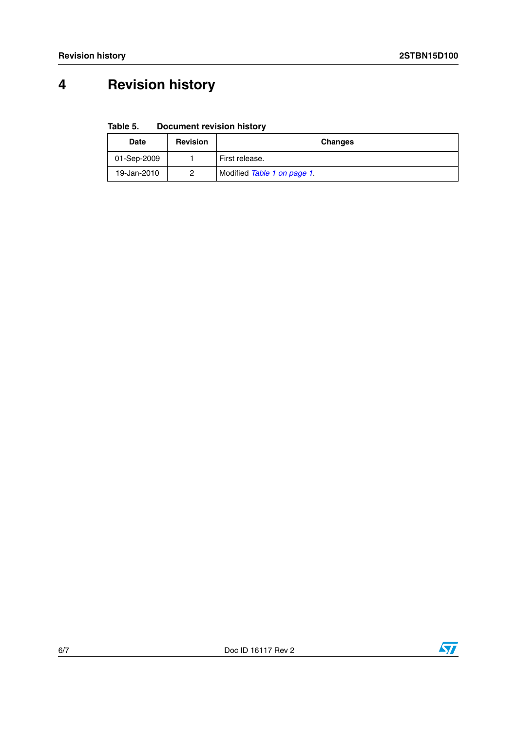# 4 Revision history

**Table 5. Document revision history**

| Date | Revision | Changes |
|---|---|---|
| 01-Sep-2009 | 1 | First release. |
| 19-Jan-2010 | 2 | Modified *Table 1 on page 1*. |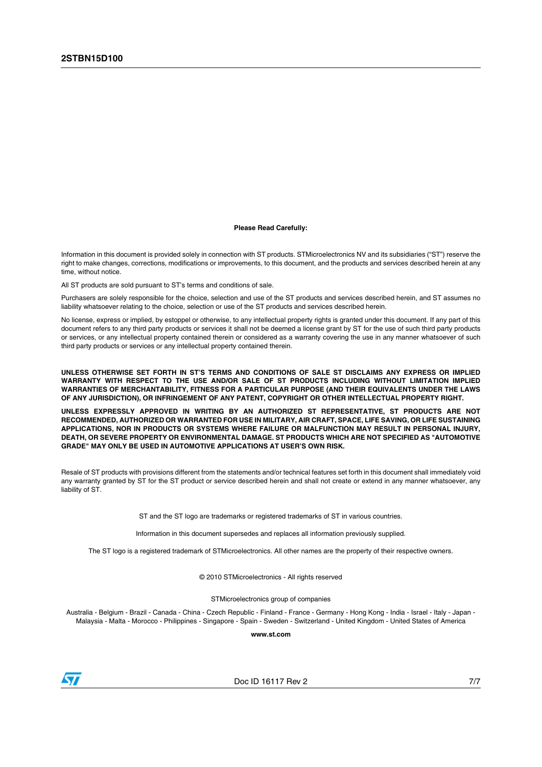**Please Read Carefully:**

Information in this document is provided solely in connection with ST products. STMicroelectronics NV and its subsidiaries (“ST”) reserve the right to make changes, corrections, modifications or improvements, to this document, and the products and services described herein at any time, without notice.

All ST products are sold pursuant to ST’s terms and conditions of sale.

Purchasers are solely responsible for the choice, selection and use of the ST products and services described herein, and ST assumes no liability whatsoever relating to the choice, selection or use of the ST products and services described herein.

No license, express or implied, by estoppel or otherwise, to any intellectual property rights is granted under this document. If any part of this document refers to any third party products or services it shall not be deemed a license grant by ST for the use of such third party products or services, or any intellectual property contained therein or considered as a warranty covering the use in any manner whatsoever of such third party products or services or any intellectual property contained therein.

**UNLESS OTHERWISE SET FORTH IN ST’S TERMS AND CONDITIONS OF SALE ST DISCLAIMS ANY EXPRESS OR IMPLIED WARRANTY WITH RESPECT TO THE USE AND/OR SALE OF ST PRODUCTS INCLUDING WITHOUT LIMITATION IMPLIED WARRANTIES OF MERCHANTABILITY, FITNESS FOR A PARTICULAR PURPOSE (AND THEIR EQUIVALENTS UNDER THE LAWS OF ANY JURISDICTION), OR INFRINGEMENT OF ANY PATENT, COPYRIGHT OR OTHER INTELLECTUAL PROPERTY RIGHT.**

**UNLESS EXPRESSLY APPROVED IN WRITING BY AN AUTHORIZED ST REPRESENTATIVE, ST PRODUCTS ARE NOT RECOMMENDED, AUTHORIZED OR WARRANTED FOR USE IN MILITARY, AIR CRAFT, SPACE, LIFE SAVING, OR LIFE SUSTAINING APPLICATIONS, NOR IN PRODUCTS OR SYSTEMS WHERE FAILURE OR MALFUNCTION MAY RESULT IN PERSONAL INJURY, DEATH, OR SEVERE PROPERTY OR ENVIRONMENTAL DAMAGE. ST PRODUCTS WHICH ARE NOT SPECIFIED AS "AUTOMOTIVE GRADE" MAY ONLY BE USED IN AUTOMOTIVE APPLICATIONS AT USER’S OWN RISK.**

Resale of ST products with provisions different from the statements and/or technical features set forth in this document shall immediately void any warranty granted by ST for the ST product or service described herein and shall not create or extend in any manner whatsoever, any liability of ST.

ST and the ST logo are trademarks or registered trademarks of ST in various countries.

Information in this document supersedes and replaces all information previously supplied.

The ST logo is a registered trademark of STMicroelectronics. All other names are the property of their respective owners.

© 2010 STMicroelectronics - All rights reserved

STMicroelectronics group of companies

Australia - Belgium - Brazil - Canada - China - Czech Republic - Finland - France - Germany - Hong Kong - India - Israel - Italy - Japan - Malaysia - Malta - Morocco - Philippines - Singapore - Spain - Sweden - Switzerland - United Kingdom - United States of America

**www.st.com**